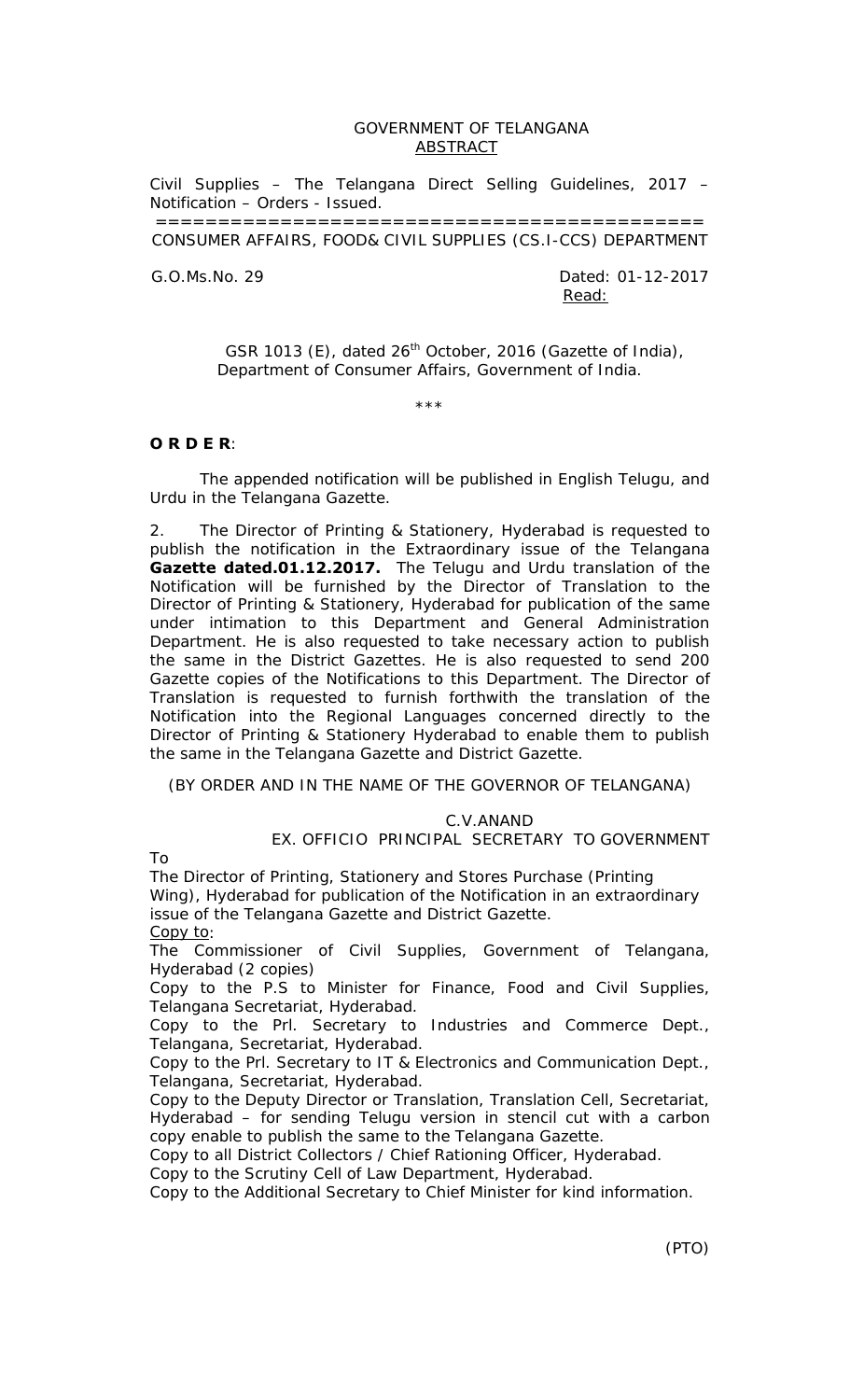# GOVERNMENT OF TELANGANA
## ABSTRACT

Civil Supplies – The Telangana Direct Selling Guidelines, 2017 – Notification – Orders - Issued.

==========================================

CONSUMER AFFAIRS, FOOD& CIVIL SUPPLIES (CS.I-CCS) DEPARTMENT

G.O.Ms.No. 29 Dated: 01-12-2017

Read:

GSR 1013 (E), dated 26th October, 2016 (Gazette of India), Department of Consumer Affairs, Government of India.

\*\*\*

**O R D E R**:

The appended notification will be published in English Telugu, and Urdu in the Telangana Gazette.

2. The Director of Printing & Stationery, Hyderabad is requested to publish the notification in the Extraordinary issue of the Telangana **Gazette dated.01.12.2017.** The Telugu and Urdu translation of the Notification will be furnished by the Director of Translation to the Director of Printing & Stationery, Hyderabad for publication of the same under intimation to this Department and General Administration Department. He is also requested to take necessary action to publish the same in the District Gazettes. He is also requested to send 200 Gazette copies of the Notifications to this Department. The Director of Translation is requested to furnish forthwith the translation of the Notification into the Regional Languages concerned directly to the Director of Printing & Stationery Hyderabad to enable them to publish the same in the Telangana Gazette and District Gazette.

(BY ORDER AND IN THE NAME OF THE GOVERNOR OF TELANGANA)

C.V.ANAND
EX. OFFICIO PRINCIPAL SECRETARY TO GOVERNMENT

To

The Director of Printing, Stationery and Stores Purchase (Printing Wing), Hyderabad for publication of the Notification in an extraordinary issue of the Telangana Gazette and District Gazette.

Copy to:

The Commissioner of Civil Supplies, Government of Telangana, Hyderabad (2 copies)

Copy to the P.S to Minister for Finance, Food and Civil Supplies, Telangana Secretariat, Hyderabad.

Copy to the Prl. Secretary to Industries and Commerce Dept., Telangana, Secretariat, Hyderabad.

Copy to the Prl. Secretary to IT & Electronics and Communication Dept., Telangana, Secretariat, Hyderabad.

Copy to the Deputy Director or Translation, Translation Cell, Secretariat, Hyderabad – for sending Telugu version in stencil cut with a carbon copy enable to publish the same to the Telangana Gazette.

Copy to all District Collectors / Chief Rationing Officer, Hyderabad.

Copy to the Scrutiny Cell of Law Department, Hyderabad.

Copy to the Additional Secretary to Chief Minister for kind information.

(PTO)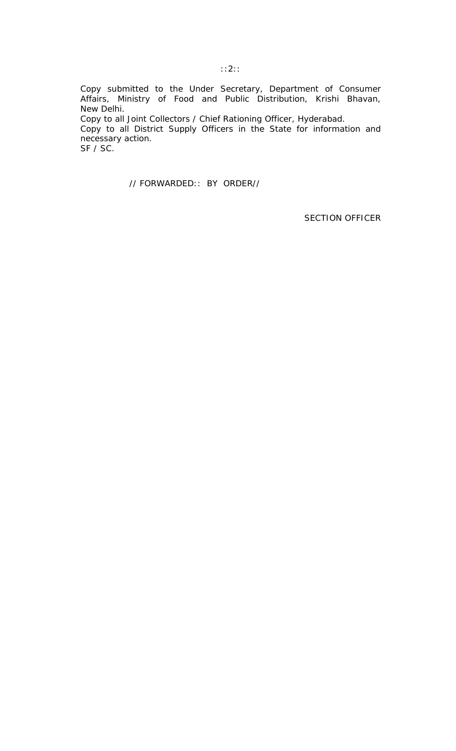Copy submitted to the Under Secretary, Department of Consumer Affairs, Ministry of Food and Public Distribution, Krishi Bhavan, New Delhi.

Copy to all Joint Collectors / Chief Rationing Officer, Hyderabad.

Copy to all District Supply Officers in the State for information and necessary action.

SF / SC.

// FORWARDED:: BY ORDER//

SECTION OFFICER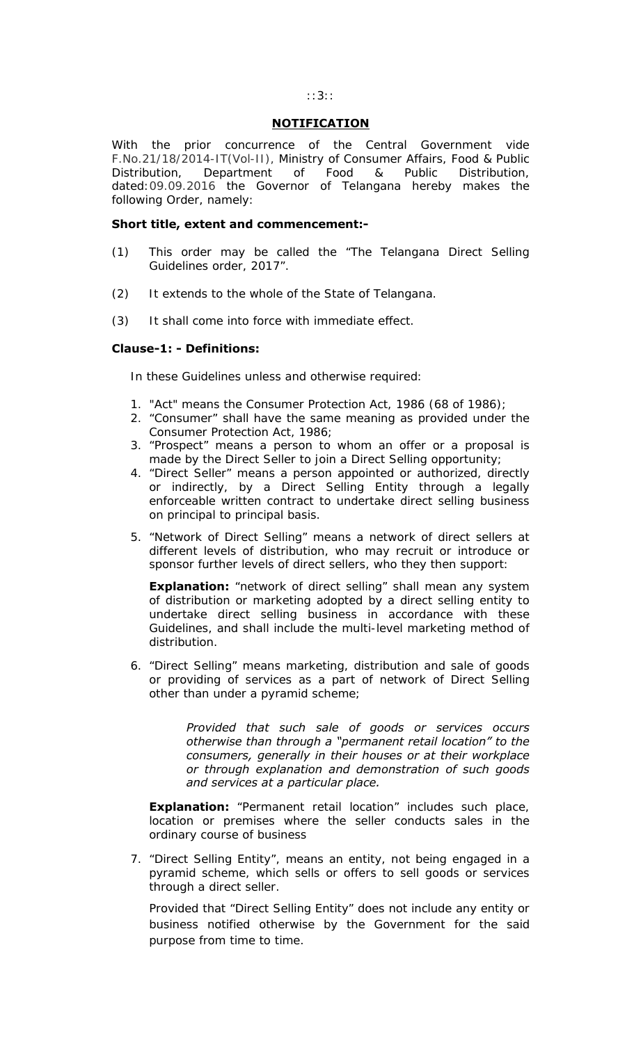## NOTIFICATION

With the prior concurrence of the Central Government vide F.No.21/18/2014-IT(Vol-II), Ministry of Consumer Affairs, Food & Public Distribution, Department of Food & Public Distribution, dated:09.09.2016 the Governor of Telangana hereby makes the following Order, namely:

**Short title, extent and commencement:-**

(1) This order may be called the "The Telangana Direct Selling Guidelines order, 2017".

(2) It extends to the whole of the State of Telangana.

(3) It shall come into force with immediate effect.

**Clause-1: - Definitions:**

In these Guidelines unless and otherwise required:

1. "Act" means the Consumer Protection Act, 1986 (68 of 1986);
2. "Consumer" shall have the same meaning as provided under the Consumer Protection Act, 1986;
3. "Prospect" means a person to whom an offer or a proposal is made by the Direct Seller to join a Direct Selling opportunity;
4. "Direct Seller" means a person appointed or authorized, directly or indirectly, by a Direct Selling Entity through a legally enforceable written contract to undertake direct selling business on principal to principal basis.
5. "Network of Direct Selling" means a network of direct sellers at different levels of distribution, who may recruit or introduce or sponsor further levels of direct sellers, who they then support:

   **Explanation:** "network of direct selling" shall mean any system of distribution or marketing adopted by a direct selling entity to undertake direct selling business in accordance with these Guidelines, and shall include the multi-level marketing method of distribution.

6. "Direct Selling" means marketing, distribution and sale of goods or providing of services as a part of network of Direct Selling other than under a pyramid scheme;

   *Provided that such sale of goods or services occurs otherwise than through a "permanent retail location" to the consumers, generally in their houses or at their workplace or through explanation and demonstration of such goods and services at a particular place.*

   **Explanation:** "Permanent retail location" includes such place, location or premises where the seller conducts sales in the ordinary course of business

7. "Direct Selling Entity", means an entity, not being engaged in a pyramid scheme, which sells or offers to sell goods or services through a direct seller.

   Provided that "Direct Selling Entity" does not include any entity or business notified otherwise by the Government for the said purpose from time to time.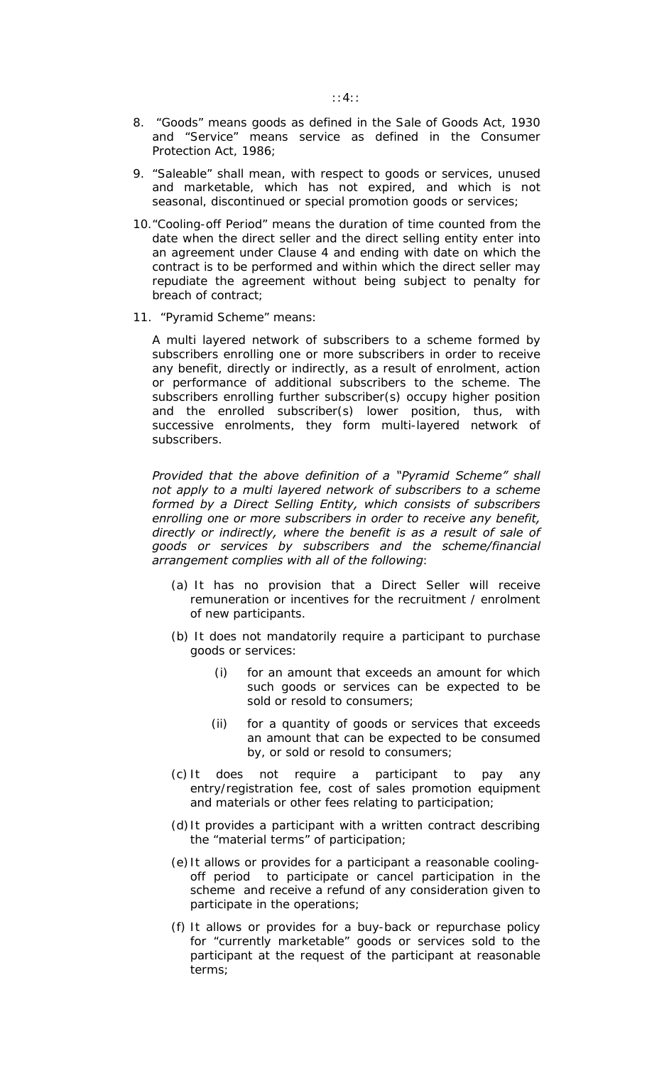8. "Goods" means goods as defined in the Sale of Goods Act, 1930 and "Service" means service as defined in the Consumer Protection Act, 1986;

9. "Saleable" shall mean, with respect to goods or services, unused and marketable, which has not expired, and which is not seasonal, discontinued or special promotion goods or services;

10. "Cooling-off Period" means the duration of time counted from the date when the direct seller and the direct selling entity enter into an agreement under Clause 4 and ending with date on which the contract is to be performed and within which the direct seller may repudiate the agreement without being subject to penalty for breach of contract;

11. "Pyramid Scheme" means:

    A multi layered network of subscribers to a scheme formed by subscribers enrolling one or more subscribers in order to receive any benefit, directly or indirectly, as a result of enrolment, action or performance of additional subscribers to the scheme. The subscribers enrolling further subscriber(s) occupy higher position and the enrolled subscriber(s) lower position, thus, with successive enrolments, they form multi-layered network of subscribers.

    *Provided that the above definition of a "Pyramid Scheme" shall not apply to a multi layered network of subscribers to a scheme formed by a Direct Selling Entity, which consists of subscribers enrolling one or more subscribers in order to receive any benefit, directly or indirectly, where the benefit is as a result of sale of goods or services by subscribers and the scheme/financial arrangement complies with all of the following*:

    (a) It has no provision that a Direct Seller will receive remuneration or incentives for the recruitment / enrolment of new participants.

    (b) It does not mandatorily require a participant to purchase goods or services:

        (i) for an amount that exceeds an amount for which such goods or services can be expected to be sold or resold to consumers;

        (ii) for a quantity of goods or services that exceeds an amount that can be expected to be consumed by, or sold or resold to consumers;

    (c) It does not require a participant to pay any entry/registration fee, cost of sales promotion equipment and materials or other fees relating to participation;

    (d) It provides a participant with a written contract describing the "material terms" of participation;

    (e) It allows or provides for a participant a reasonable cooling-off period to participate or cancel participation in the scheme and receive a refund of any consideration given to participate in the operations;

    (f) It allows or provides for a buy-back or repurchase policy for "currently marketable" goods or services sold to the participant at the request of the participant at reasonable terms;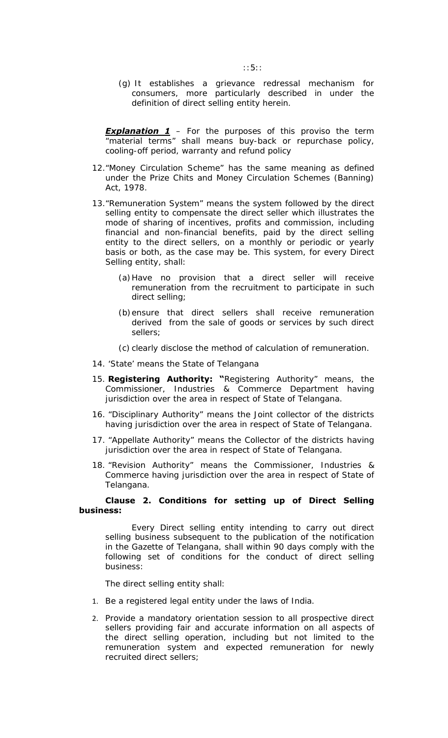(g) It establishes a grievance redressal mechanism for consumers, more particularly described in under the definition of direct selling entity herein.

***Explanation 1*** – For the purposes of this proviso the term "material terms" shall means buy-back or repurchase policy, cooling-off period, warranty and refund policy

12. "Money Circulation Scheme" has the same meaning as defined under the Prize Chits and Money Circulation Schemes (Banning) Act, 1978.

13. "Remuneration System" means the system followed by the direct selling entity to compensate the direct seller which illustrates the mode of sharing of incentives, profits and commission, including financial and non-financial benefits, paid by the direct selling entity to the direct sellers, on a monthly or periodic or yearly basis or both, as the case may be. This system, for every Direct Selling entity, shall:

    (a) Have no provision that a direct seller will receive remuneration from the recruitment to participate in such direct selling;

    (b) ensure that direct sellers shall receive remuneration derived from the sale of goods or services by such direct sellers;

    (c) clearly disclose the method of calculation of remuneration.

14. 'State' means the State of Telangana

15. **Registering Authority: "**Registering Authority" means, the Commissioner, Industries & Commerce Department having jurisdiction over the area in respect of State of Telangana.

16. "Disciplinary Authority" means the Joint collector of the districts having jurisdiction over the area in respect of State of Telangana.

17. "Appellate Authority" means the Collector of the districts having jurisdiction over the area in respect of State of Telangana.

18. "Revision Authority" means the Commissioner, Industries & Commerce having jurisdiction over the area in respect of State of Telangana.

**Clause 2. Conditions for setting up of Direct Selling business:**

Every Direct selling entity intending to carry out direct selling business subsequent to the publication of the notification in the Gazette of Telangana, shall within 90 days comply with the following set of conditions for the conduct of direct selling business:

The direct selling entity shall:

1. Be a registered legal entity under the laws of India.

2. Provide a mandatory orientation session to all prospective direct sellers providing fair and accurate information on all aspects of the direct selling operation, including but not limited to the remuneration system and expected remuneration for newly recruited direct sellers;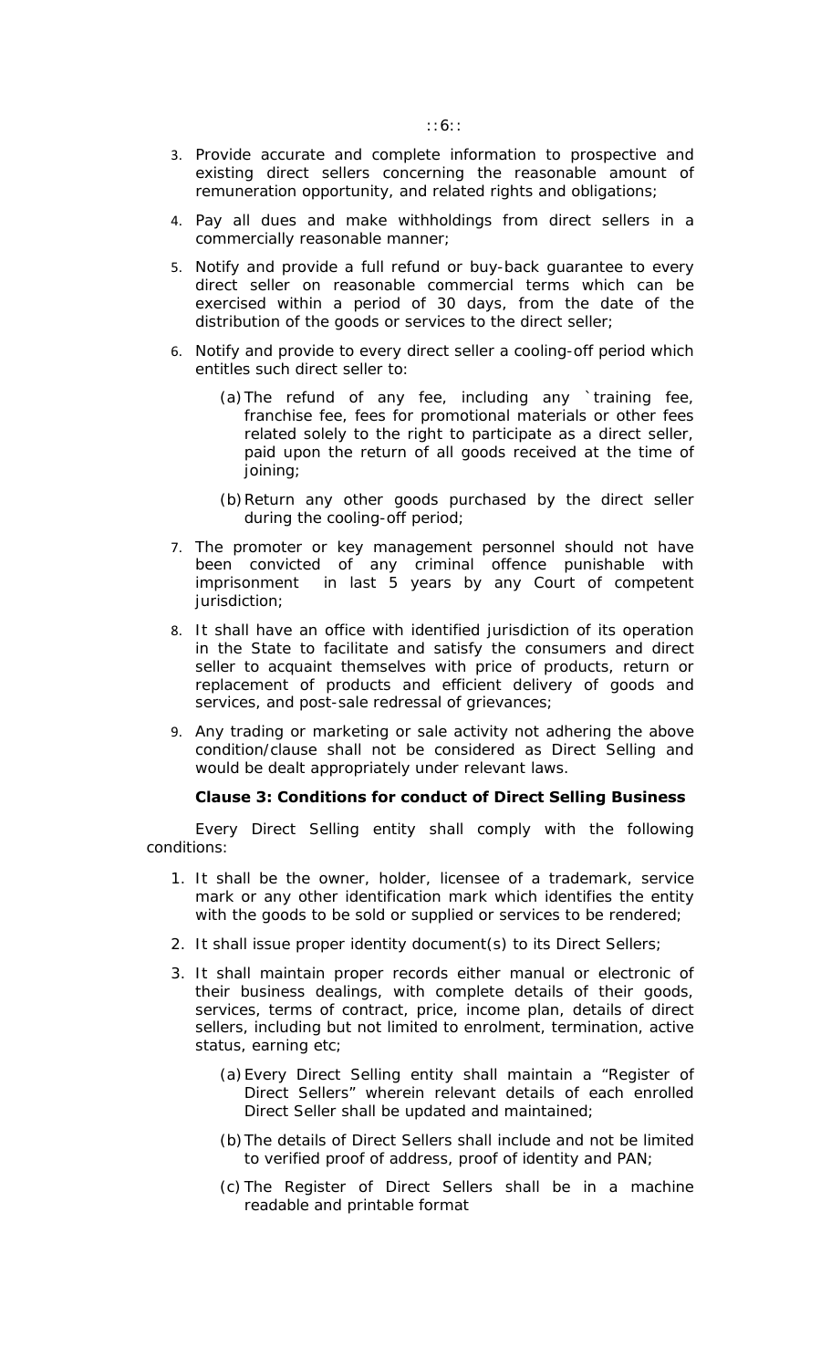3. Provide accurate and complete information to prospective and existing direct sellers concerning the reasonable amount of remuneration opportunity, and related rights and obligations;

4. Pay all dues and make withholdings from direct sellers in a commercially reasonable manner;

5. Notify and provide a full refund or buy-back guarantee to every direct seller on reasonable commercial terms which can be exercised within a period of 30 days, from the date of the distribution of the goods or services to the direct seller;

6. Notify and provide to every direct seller a cooling-off period which entitles such direct seller to:

   (a) The refund of any fee, including any `training fee, franchise fee, fees for promotional materials or other fees related solely to the right to participate as a direct seller, paid upon the return of all goods received at the time of joining;

   (b) Return any other goods purchased by the direct seller during the cooling-off period;

7. The promoter or key management personnel should not have been convicted of any criminal offence punishable with imprisonment in last 5 years by any Court of competent jurisdiction;

8. It shall have an office with identified jurisdiction of its operation in the State to facilitate and satisfy the consumers and direct seller to acquaint themselves with price of products, return or replacement of products and efficient delivery of goods and services, and post-sale redressal of grievances;

9. Any trading or marketing or sale activity not adhering the above condition/clause shall not be considered as Direct Selling and would be dealt appropriately under relevant laws.

**Clause 3: Conditions for conduct of Direct Selling Business**

Every Direct Selling entity shall comply with the following conditions:

1. It shall be the owner, holder, licensee of a trademark, service mark or any other identification mark which identifies the entity with the goods to be sold or supplied or services to be rendered;

2. It shall issue proper identity document(s) to its Direct Sellers;

3. It shall maintain proper records either manual or electronic of their business dealings, with complete details of their goods, services, terms of contract, price, income plan, details of direct sellers, including but not limited to enrolment, termination, active status, earning etc;

   (a) Every Direct Selling entity shall maintain a "Register of Direct Sellers" wherein relevant details of each enrolled Direct Seller shall be updated and maintained;

   (b) The details of Direct Sellers shall include and not be limited to verified proof of address, proof of identity and PAN;

   (c) The Register of Direct Sellers shall be in a machine readable and printable format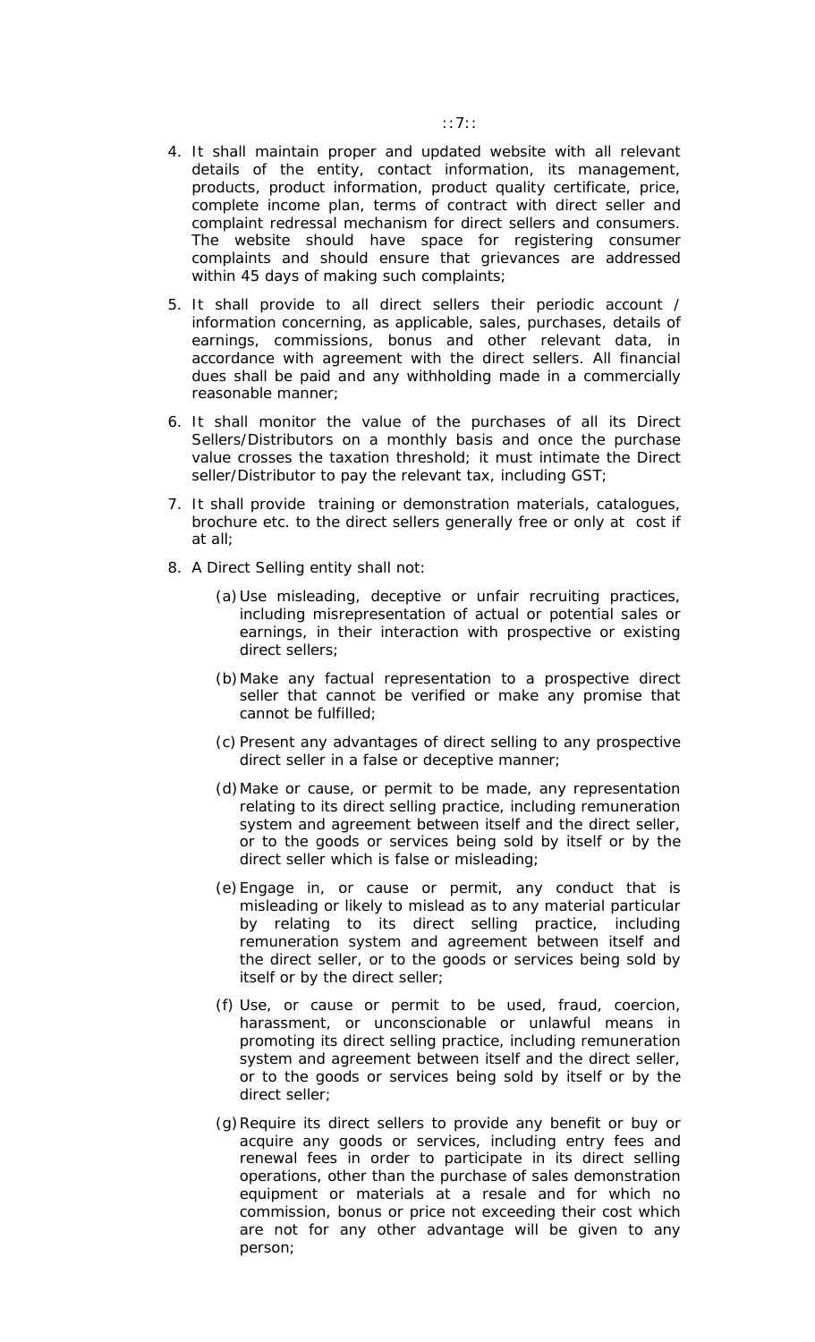4. It shall maintain proper and updated website with all relevant details of the entity, contact information, its management, products, product information, product quality certificate, price, complete income plan, terms of contract with direct seller and complaint redressal mechanism for direct sellers and consumers. The website should have space for registering consumer complaints and should ensure that grievances are addressed within 45 days of making such complaints;

5. It shall provide to all direct sellers their periodic account / information concerning, as applicable, sales, purchases, details of earnings, commissions, bonus and other relevant data, in accordance with agreement with the direct sellers. All financial dues shall be paid and any withholding made in a commercially reasonable manner;

6. It shall monitor the value of the purchases of all its Direct Sellers/Distributors on a monthly basis and once the purchase value crosses the taxation threshold; it must intimate the Direct seller/Distributor to pay the relevant tax, including GST;

7. It shall provide training or demonstration materials, catalogues, brochure etc. to the direct sellers generally free or only at cost if at all;

8. A Direct Selling entity shall not:

   (a) Use misleading, deceptive or unfair recruiting practices, including misrepresentation of actual or potential sales or earnings, in their interaction with prospective or existing direct sellers;

   (b) Make any factual representation to a prospective direct seller that cannot be verified or make any promise that cannot be fulfilled;

   (c) Present any advantages of direct selling to any prospective direct seller in a false or deceptive manner;

   (d) Make or cause, or permit to be made, any representation relating to its direct selling practice, including remuneration system and agreement between itself and the direct seller, or to the goods or services being sold by itself or by the direct seller which is false or misleading;

   (e) Engage in, or cause or permit, any conduct that is misleading or likely to mislead as to any material particular by relating to its direct selling practice, including remuneration system and agreement between itself and the direct seller, or to the goods or services being sold by itself or by the direct seller;

   (f) Use, or cause or permit to be used, fraud, coercion, harassment, or unconscionable or unlawful means in promoting its direct selling practice, including remuneration system and agreement between itself and the direct seller, or to the goods or services being sold by itself or by the direct seller;

   (g) Require its direct sellers to provide any benefit or buy or acquire any goods or services, including entry fees and renewal fees in order to participate in its direct selling operations, other than the purchase of sales demonstration equipment or materials at a resale and for which no commission, bonus or price not exceeding their cost which are not for any other advantage will be given to any person;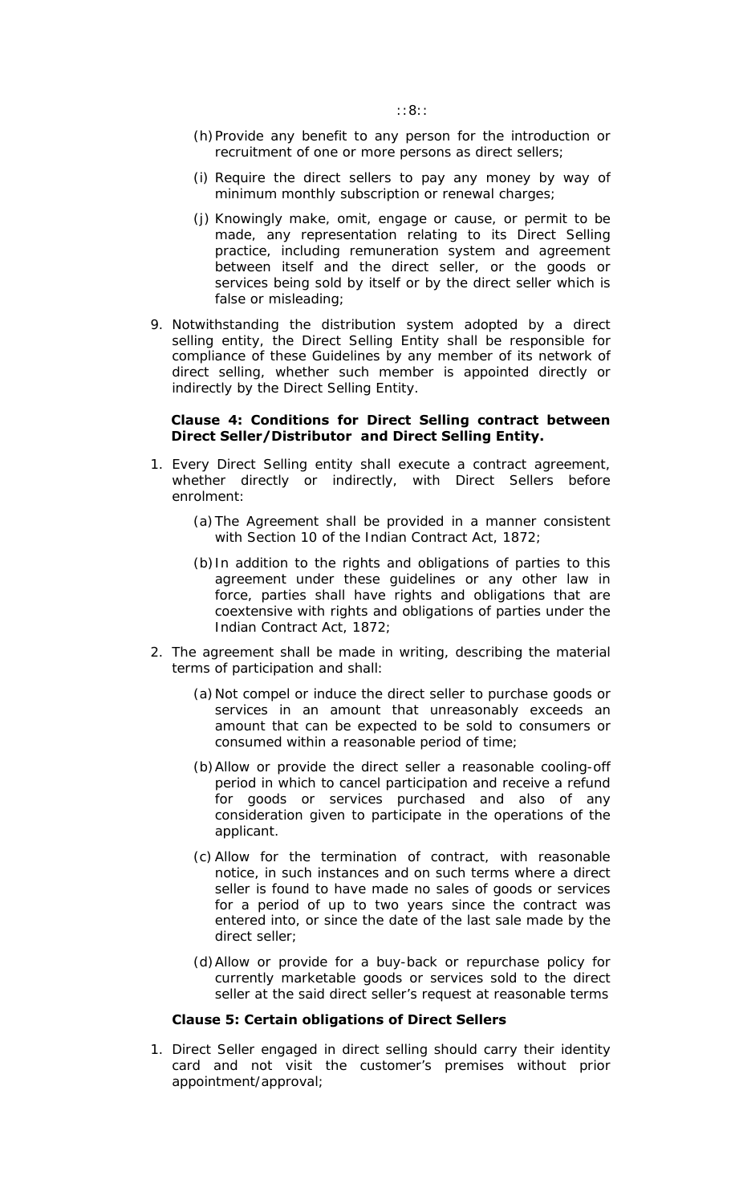(h) Provide any benefit to any person for the introduction or recruitment of one or more persons as direct sellers;

(i) Require the direct sellers to pay any money by way of minimum monthly subscription or renewal charges;

(j) Knowingly make, omit, engage or cause, or permit to be made, any representation relating to its Direct Selling practice, including remuneration system and agreement between itself and the direct seller, or the goods or services being sold by itself or by the direct seller which is false or misleading;

9. Notwithstanding the distribution system adopted by a direct selling entity, the Direct Selling Entity shall be responsible for compliance of these Guidelines by any member of its network of direct selling, whether such member is appointed directly or indirectly by the Direct Selling Entity.

**Clause 4: Conditions for Direct Selling contract between Direct Seller/Distributor and Direct Selling Entity.**

1. Every Direct Selling entity shall execute a contract agreement, whether directly or indirectly, with Direct Sellers before enrolment:

   (a) The Agreement shall be provided in a manner consistent with Section 10 of the Indian Contract Act, 1872;

   (b) In addition to the rights and obligations of parties to this agreement under these guidelines or any other law in force, parties shall have rights and obligations that are coextensive with rights and obligations of parties under the Indian Contract Act, 1872;

2. The agreement shall be made in writing, describing the material terms of participation and shall:

   (a) Not compel or induce the direct seller to purchase goods or services in an amount that unreasonably exceeds an amount that can be expected to be sold to consumers or consumed within a reasonable period of time;

   (b) Allow or provide the direct seller a reasonable cooling-off period in which to cancel participation and receive a refund for goods or services purchased and also of any consideration given to participate in the operations of the applicant.

   (c) Allow for the termination of contract, with reasonable notice, in such instances and on such terms where a direct seller is found to have made no sales of goods or services for a period of up to two years since the contract was entered into, or since the date of the last sale made by the direct seller;

   (d) Allow or provide for a buy-back or repurchase policy for currently marketable goods or services sold to the direct seller at the said direct seller's request at reasonable terms

**Clause 5: Certain obligations of Direct Sellers**

1. Direct Seller engaged in direct selling should carry their identity card and not visit the customer's premises without prior appointment/approval;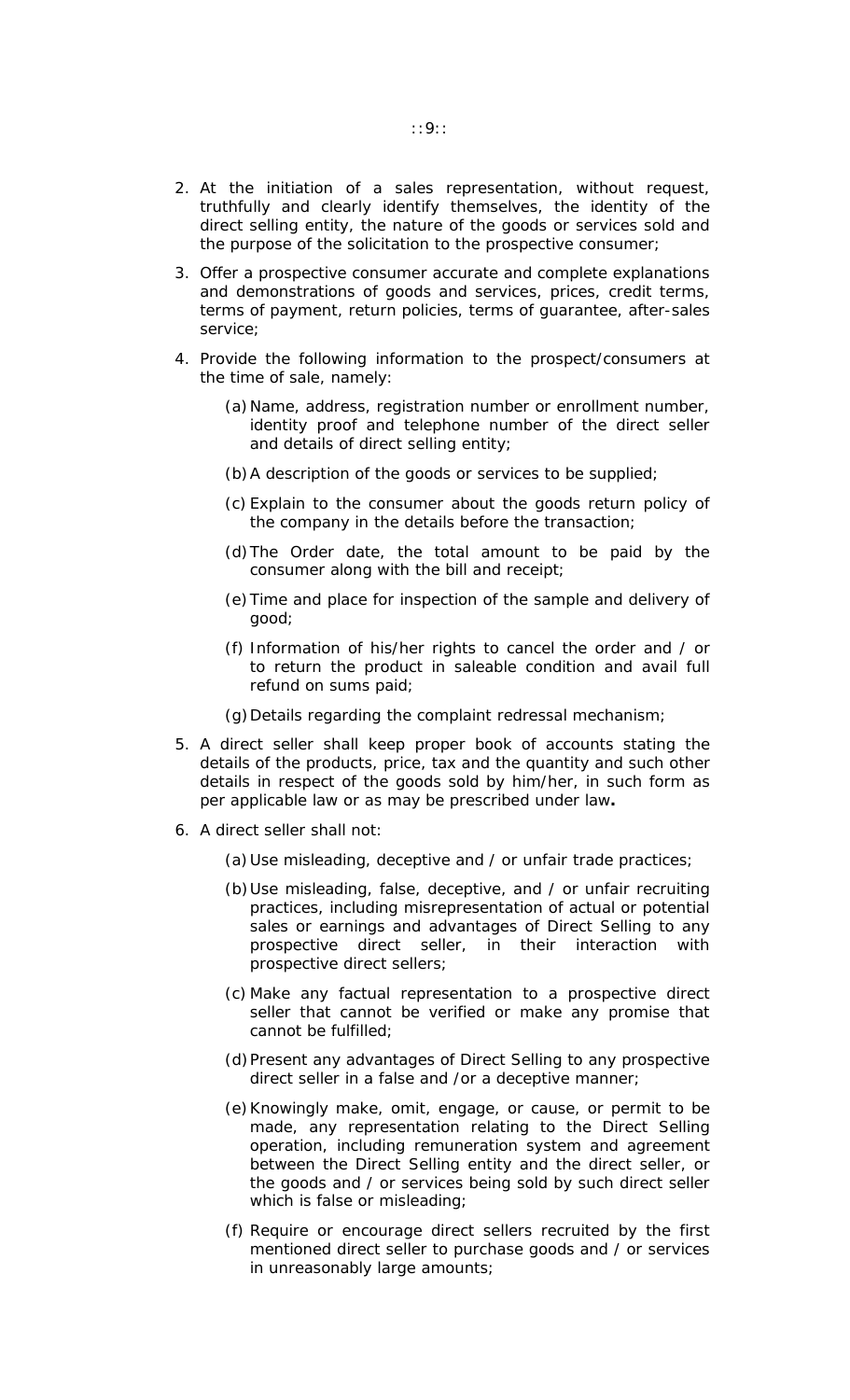2. At the initiation of a sales representation, without request, truthfully and clearly identify themselves, the identity of the direct selling entity, the nature of the goods or services sold and the purpose of the solicitation to the prospective consumer;

3. Offer a prospective consumer accurate and complete explanations and demonstrations of goods and services, prices, credit terms, terms of payment, return policies, terms of guarantee, after-sales service;

4. Provide the following information to the prospect/consumers at the time of sale, namely:

   (a) Name, address, registration number or enrollment number, identity proof and telephone number of the direct seller and details of direct selling entity;

   (b) A description of the goods or services to be supplied;

   (c) Explain to the consumer about the goods return policy of the company in the details before the transaction;

   (d) The Order date, the total amount to be paid by the consumer along with the bill and receipt;

   (e) Time and place for inspection of the sample and delivery of good;

   (f) Information of his/her rights to cancel the order and / or to return the product in saleable condition and avail full refund on sums paid;

   (g) Details regarding the complaint redressal mechanism;

5. A direct seller shall keep proper book of accounts stating the details of the products, price, tax and the quantity and such other details in respect of the goods sold by him/her, in such form as per applicable law or as may be prescribed under law**.**

6. A direct seller shall not:

   (a) Use misleading, deceptive and / or unfair trade practices;

   (b) Use misleading, false, deceptive, and / or unfair recruiting practices, including misrepresentation of actual or potential sales or earnings and advantages of Direct Selling to any prospective direct seller, in their interaction with prospective direct sellers;

   (c) Make any factual representation to a prospective direct seller that cannot be verified or make any promise that cannot be fulfilled;

   (d) Present any advantages of Direct Selling to any prospective direct seller in a false and /or a deceptive manner;

   (e) Knowingly make, omit, engage, or cause, or permit to be made, any representation relating to the Direct Selling operation, including remuneration system and agreement between the Direct Selling entity and the direct seller, or the goods and / or services being sold by such direct seller which is false or misleading;

   (f) Require or encourage direct sellers recruited by the first mentioned direct seller to purchase goods and / or services in unreasonably large amounts;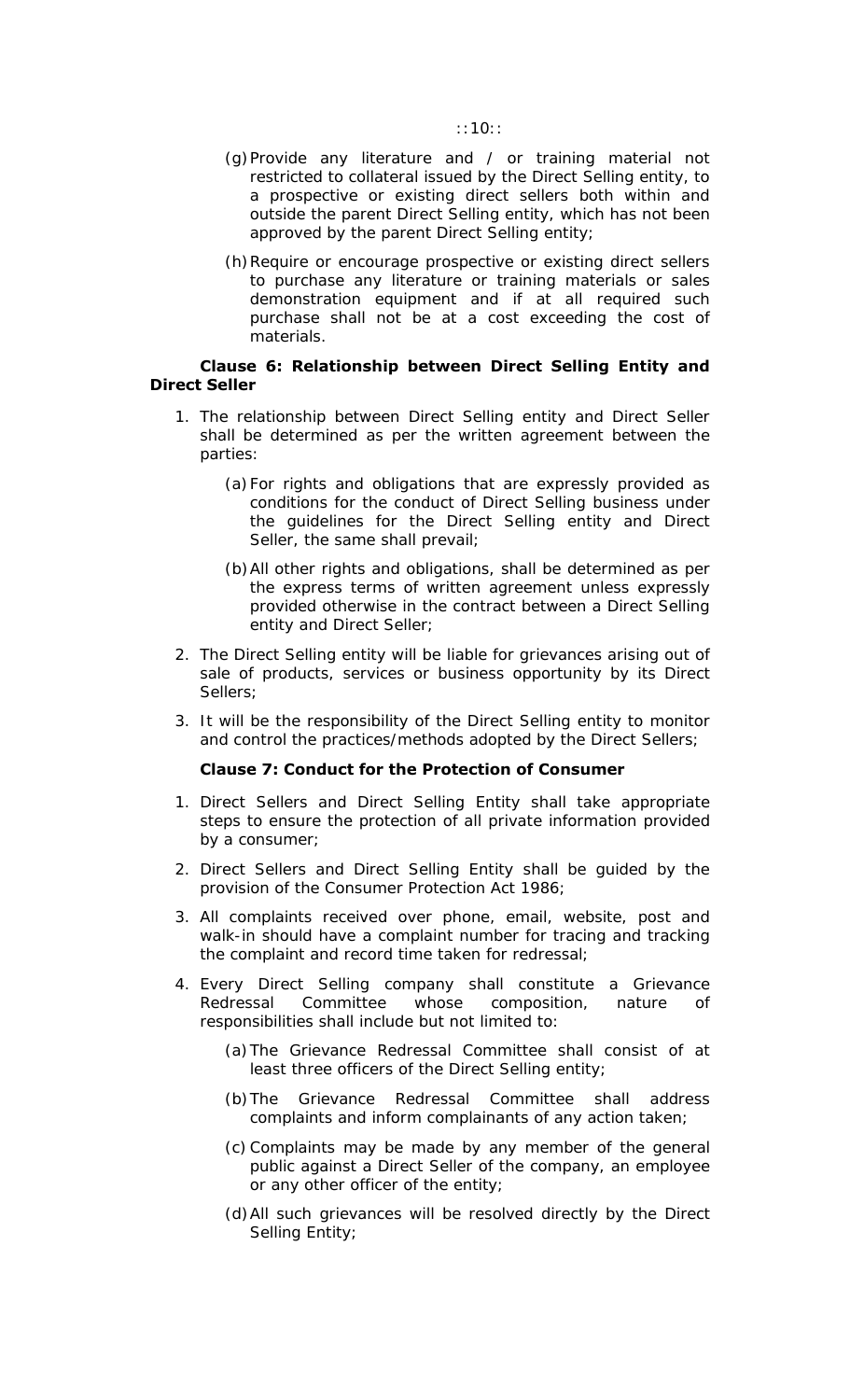(g) Provide any literature and / or training material not restricted to collateral issued by the Direct Selling entity, to a prospective or existing direct sellers both within and outside the parent Direct Selling entity, which has not been approved by the parent Direct Selling entity;

(h) Require or encourage prospective or existing direct sellers to purchase any literature or training materials or sales demonstration equipment and if at all required such purchase shall not be at a cost exceeding the cost of materials.

**Clause 6: Relationship between Direct Selling Entity and Direct Seller**

1. The relationship between Direct Selling entity and Direct Seller shall be determined as per the written agreement between the parties:

   (a) For rights and obligations that are expressly provided as conditions for the conduct of Direct Selling business under the guidelines for the Direct Selling entity and Direct Seller, the same shall prevail;

   (b) All other rights and obligations, shall be determined as per the express terms of written agreement unless expressly provided otherwise in the contract between a Direct Selling entity and Direct Seller;

2. The Direct Selling entity will be liable for grievances arising out of sale of products, services or business opportunity by its Direct Sellers;

3. It will be the responsibility of the Direct Selling entity to monitor and control the practices/methods adopted by the Direct Sellers;

**Clause 7: Conduct for the Protection of Consumer**

1. Direct Sellers and Direct Selling Entity shall take appropriate steps to ensure the protection of all private information provided by a consumer;

2. Direct Sellers and Direct Selling Entity shall be guided by the provision of the Consumer Protection Act 1986;

3. All complaints received over phone, email, website, post and walk-in should have a complaint number for tracing and tracking the complaint and record time taken for redressal;

4. Every Direct Selling company shall constitute a Grievance Redressal Committee whose composition, nature of responsibilities shall include but not limited to:

   (a) The Grievance Redressal Committee shall consist of at least three officers of the Direct Selling entity;

   (b) The Grievance Redressal Committee shall address complaints and inform complainants of any action taken;

   (c) Complaints may be made by any member of the general public against a Direct Seller of the company, an employee or any other officer of the entity;

   (d) All such grievances will be resolved directly by the Direct Selling Entity;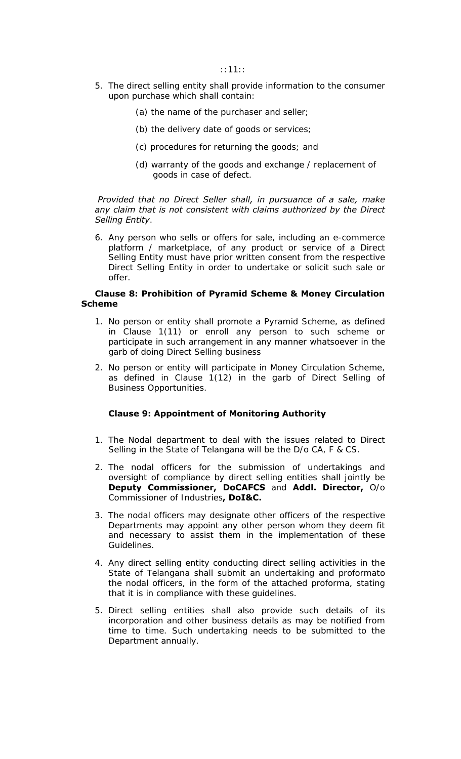5. The direct selling entity shall provide information to the consumer upon purchase which shall contain:

   (a) the name of the purchaser and seller;

   (b) the delivery date of goods or services;

   (c) procedures for returning the goods; and

   (d) warranty of the goods and exchange / replacement of goods in case of defect.

*Provided that no Direct Seller shall, in pursuance of a sale, make any claim that is not consistent with claims authorized by the Direct Selling Entity.*

6. Any person who sells or offers for sale, including an e-commerce platform / marketplace, of any product or service of a Direct Selling Entity must have prior written consent from the respective Direct Selling Entity in order to undertake or solicit such sale or offer.

**Clause 8: Prohibition of Pyramid Scheme & Money Circulation Scheme**

1. No person or entity shall promote a Pyramid Scheme, as defined in Clause 1(11) or enroll any person to such scheme or participate in such arrangement in any manner whatsoever in the garb of doing Direct Selling business

2. No person or entity will participate in Money Circulation Scheme, as defined in Clause 1(12) in the garb of Direct Selling of Business Opportunities.

**Clause 9: Appointment of Monitoring Authority**

1. The Nodal department to deal with the issues related to Direct Selling in the State of Telangana will be the D/o CA, F & CS.

2. The nodal officers for the submission of undertakings and oversight of compliance by direct selling entities shall jointly be **Deputy Commissioner, DoCAFCS** and **Addl. Director,** O/o Commissioner of Industries**, DoI&C.**

3. The nodal officers may designate other officers of the respective Departments may appoint any other person whom they deem fit and necessary to assist them in the implementation of these Guidelines.

4. Any direct selling entity conducting direct selling activities in the State of Telangana shall submit an undertaking and proformato the nodal officers, in the form of the attached proforma, stating that it is in compliance with these guidelines.

5. Direct selling entities shall also provide such details of its incorporation and other business details as may be notified from time to time. Such undertaking needs to be submitted to the Department annually.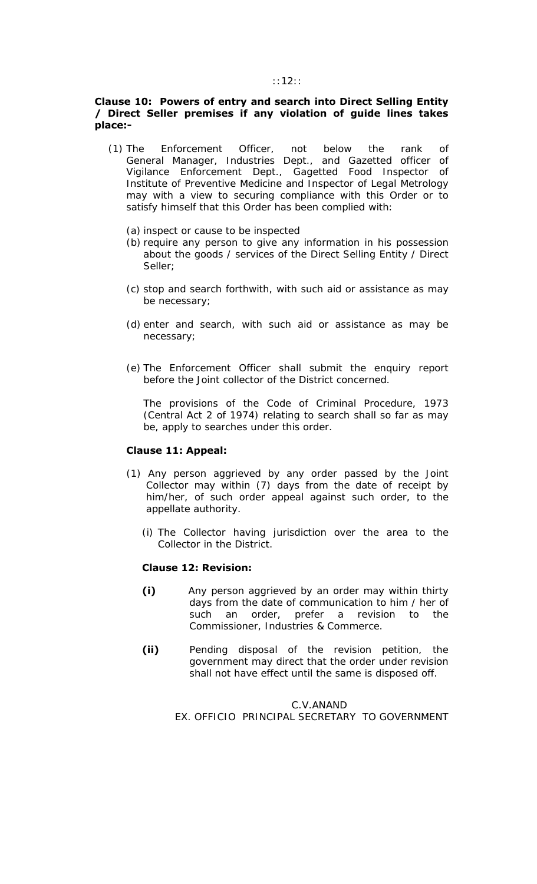**Clause 10: Powers of entry and search into Direct Selling Entity / Direct Seller premises if any violation of guide lines takes place:-**

(1) The Enforcement Officer, not below the rank of General Manager, Industries Dept., and Gazetted officer of Vigilance Enforcement Dept., Gagetted Food Inspector of Institute of Preventive Medicine and Inspector of Legal Metrology may with a view to securing compliance with this Order or to satisfy himself that this Order has been complied with:

(a) inspect or cause to be inspected

(b) require any person to give any information in his possession about the goods / services of the Direct Selling Entity / Direct Seller;

(c) stop and search forthwith, with such aid or assistance as may be necessary;

(d) enter and search, with such aid or assistance as may be necessary;

(e) The Enforcement Officer shall submit the enquiry report before the Joint collector of the District concerned.

The provisions of the Code of Criminal Procedure, 1973 (Central Act 2 of 1974) relating to search shall so far as may be, apply to searches under this order.

**Clause 11: Appeal:**

(1) Any person aggrieved by any order passed by the Joint Collector may within (7) days from the date of receipt by him/her, of such order appeal against such order, to the appellate authority.

(i) The Collector having jurisdiction over the area to the Collector in the District.

**Clause 12: Revision:**

**(i)** Any person aggrieved by an order may within thirty days from the date of communication to him / her of such an order, prefer a revision to the Commissioner, Industries & Commerce.

**(ii)** Pending disposal of the revision petition, the government may direct that the order under revision shall not have effect until the same is disposed off.

C.V.ANAND

EX. OFFICIO PRINCIPAL SECRETARY TO GOVERNMENT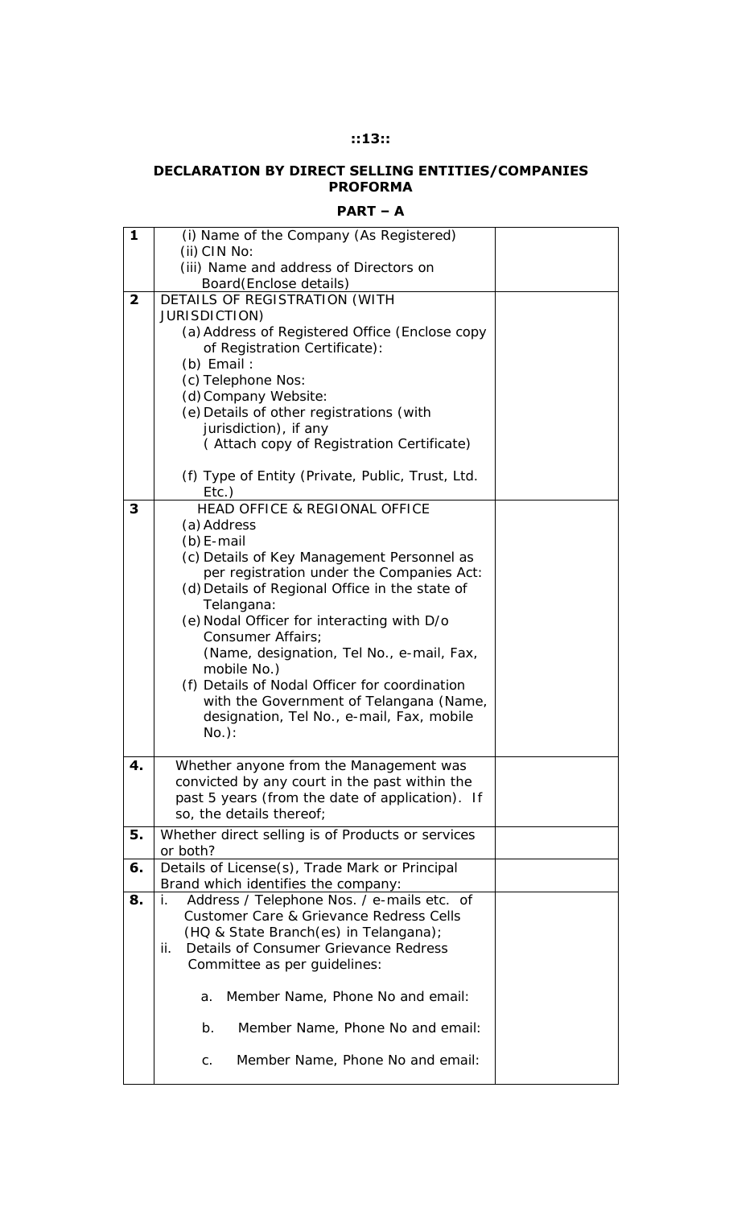**DECLARATION BY DIRECT SELLING ENTITIES/COMPANIES PROFORMA**

**PART – A**

| | | |
|---|---|---|
| **1** | (i) Name of the Company (As Registered)<br>(ii) CIN No:<br>(iii) Name and address of Directors on Board(Enclose details) | |
| **2** | DETAILS OF REGISTRATION (WITH JURISDICTION)<br>(a) Address of Registered Office (Enclose copy of Registration Certificate):<br>(b) Email :<br>(c) Telephone Nos:<br>(d) Company Website:<br>(e) Details of other registrations (with jurisdiction), if any ( Attach copy of Registration Certificate)<br>(f) Type of Entity (Private, Public, Trust, Ltd. Etc.) | |
| **3** | HEAD OFFICE & REGIONAL OFFICE<br>(a) Address<br>(b) E-mail<br>(c) Details of Key Management Personnel as per registration under the Companies Act:<br>(d) Details of Regional Office in the state of Telangana:<br>(e) Nodal Officer for interacting with D/o Consumer Affairs; (Name, designation, Tel No., e-mail, Fax, mobile No.)<br>(f) Details of Nodal Officer for coordination with the Government of Telangana (Name, designation, Tel No., e-mail, Fax, mobile No.): | |
| **4.** | Whether anyone from the Management was convicted by any court in the past within the past 5 years (from the date of application). If so, the details thereof; | |
| **5.** | Whether direct selling is of Products or services or both? | |
| **6.** | Details of License(s), Trade Mark or Principal Brand which identifies the company: | |
| **8.** | i. Address / Telephone Nos. / e-mails etc. of Customer Care & Grievance Redress Cells (HQ & State Branch(es) in Telangana);<br>ii. Details of Consumer Grievance Redress Committee as per guidelines:<br>a. Member Name, Phone No and email:<br>b. Member Name, Phone No and email:<br>c. Member Name, Phone No and email: | |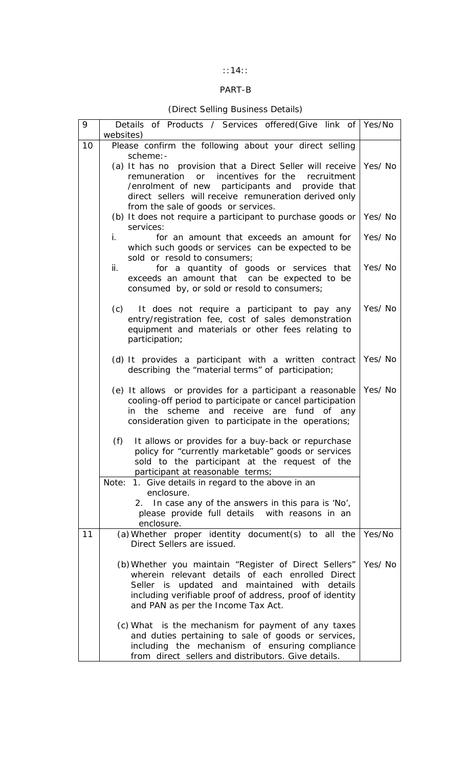## PART-B

### (Direct Selling Business Details)

| 9 | Details of Products / Services offered(Give link of websites) | Yes/No |
|---|---|---|
| 10 | Please confirm the following about your direct selling scheme:- | |
| | (a) It has no provision that a Direct Seller will receive remuneration or incentives for the recruitment /enrolment of new participants and provide that direct sellers will receive remuneration derived only from the sale of goods or services. | Yes/ No |
| | (b) It does not require a participant to purchase goods or services: | Yes/ No |
| | i. for an amount that exceeds an amount for which such goods or services can be expected to be sold or resold to consumers; | Yes/ No |
| | ii. for a quantity of goods or services that exceeds an amount that can be expected to be consumed by, or sold or resold to consumers; | Yes/ No |
| | (c) It does not require a participant to pay any entry/registration fee, cost of sales demonstration equipment and materials or other fees relating to participation; | Yes/ No |
| | (d) It provides a participant with a written contract describing the "material terms" of participation; | Yes/ No |
| | (e) It allows or provides for a participant a reasonable cooling-off period to participate or cancel participation in the scheme and receive are fund of any consideration given to participate in the operations; | Yes/ No |
| | (f) It allows or provides for a buy-back or repurchase policy for "currently marketable" goods or services sold to the participant at the request of the participant at reasonable terms; | |
| | Note: 1. Give details in regard to the above in an enclosure.<br>2. In case any of the answers in this para is 'No', please provide full details with reasons in an enclosure. | |
| 11 | (a) Whether proper identity document(s) to all the Direct Sellers are issued. | Yes/No |
| | (b) Whether you maintain "Register of Direct Sellers" wherein relevant details of each enrolled Direct Seller is updated and maintained with details including verifiable proof of address, proof of identity and PAN as per the Income Tax Act. | Yes/ No |
| | (c) What is the mechanism for payment of any taxes and duties pertaining to sale of goods or services, including the mechanism of ensuring compliance from direct sellers and distributors. Give details. | |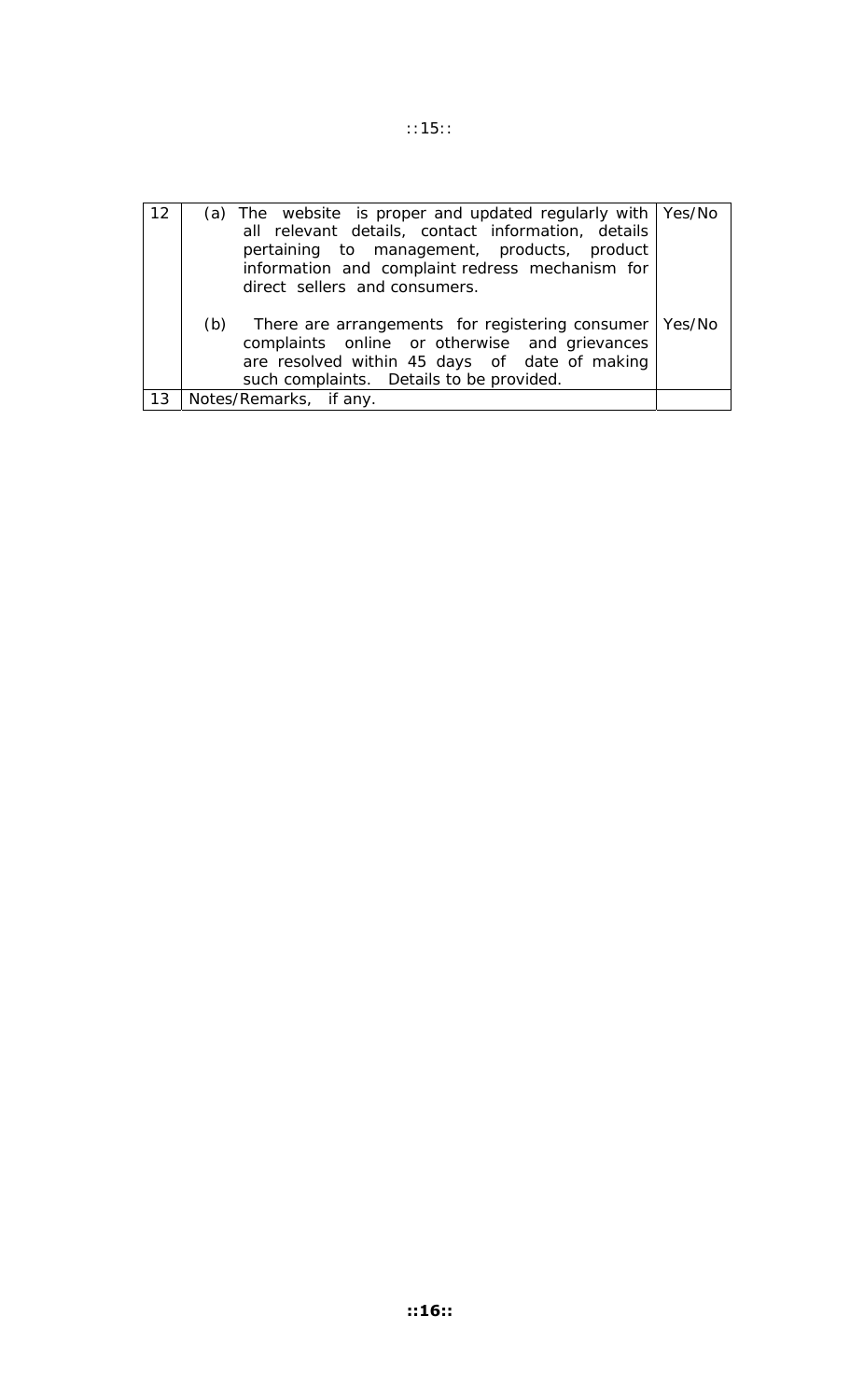| | | |
|---|---|---|
| 12 | (a) The website is proper and updated regularly with all relevant details, contact information, details pertaining to management, products, product information and complaint redress mechanism for direct sellers and consumers. | Yes/No |
| | (b) There are arrangements for registering consumer complaints online or otherwise and grievances are resolved within 45 days of date of making such complaints. Details to be provided. | Yes/No |
| 13 | Notes/Remarks, if any. | |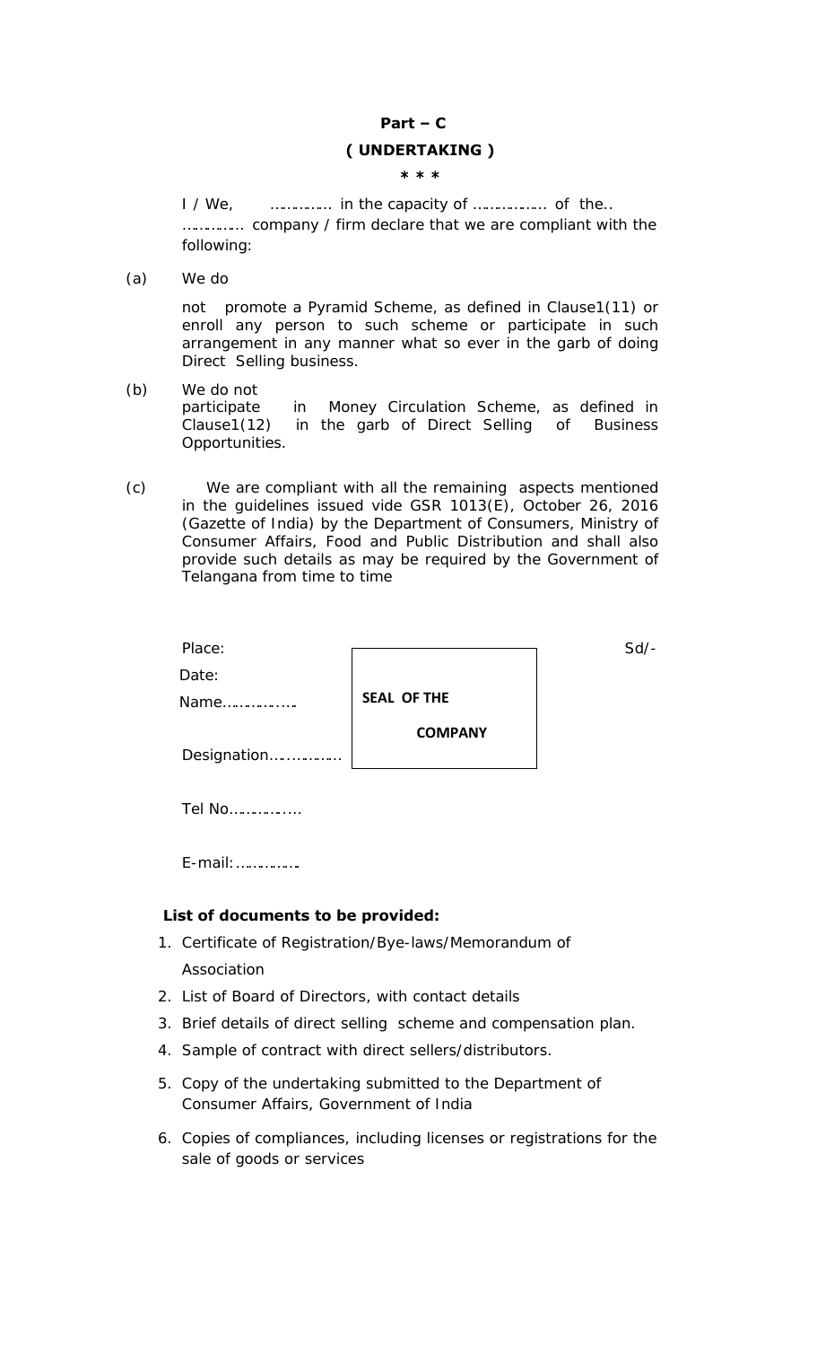# Part – C

## ( UNDERTAKING )

\* \* \*

I / We, …………. in the capacity of ……………. of the.. …………. company / firm declare that we are compliant with the following:

(a) We do not promote a Pyramid Scheme, as defined in Clause1(11) or enroll any person to such scheme or participate in such arrangement in any manner what so ever in the garb of doing Direct Selling business.

(b) We do not participate in Money Circulation Scheme, as defined in Clause1(12) in the garb of Direct Selling of Business Opportunities.

(c) We are compliant with all the remaining aspects mentioned in the guidelines issued vide GSR 1013(E), October 26, 2016 (Gazette of India) by the Department of Consumers, Ministry of Consumer Affairs, Food and Public Distribution and shall also provide such details as may be required by the Government of Telangana from time to time

Place:

Date:

Name…………….

Designation…………….

**SEAL OF THE COMPANY**

Sd/-

Tel No…………….

E-mail:…………….

**List of documents to be provided:**

1. Certificate of Registration/Bye-laws/Memorandum of Association
2. List of Board of Directors, with contact details
3. Brief details of direct selling scheme and compensation plan.
4. Sample of contract with direct sellers/distributors.
5. Copy of the undertaking submitted to the Department of Consumer Affairs, Government of India
6. Copies of compliances, including licenses or registrations for the sale of goods or services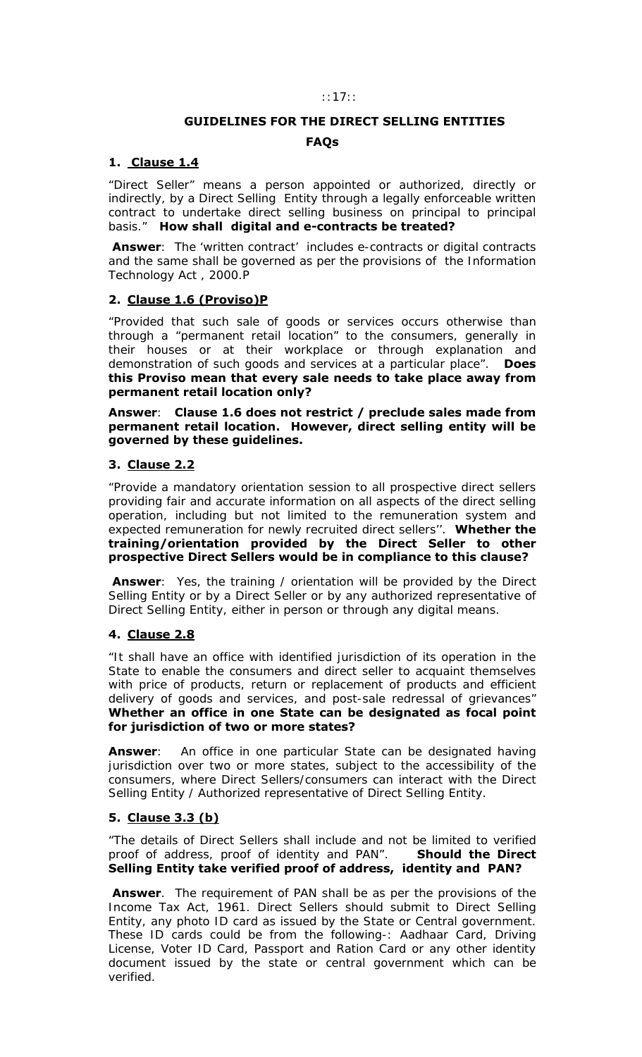## GUIDELINES FOR THE DIRECT SELLING ENTITIES

### FAQs

**1. <u>Clause 1.4</u>**

"Direct Seller" means a person appointed or authorized, directly or indirectly, by a Direct Selling Entity through a legally enforceable written contract to undertake direct selling business on principal to principal basis." **How shall digital and e-contracts be treated?**

**Answer**: The 'written contract' includes e-contracts or digital contracts and the same shall be governed as per the provisions of the Information Technology Act , 2000.P

**2. <u>Clause 1.6 (Proviso)P</u>**

"Provided that such sale of goods or services occurs otherwise than through a "permanent retail location" to the consumers, generally in their houses or at their workplace or through explanation and demonstration of such goods and services at a particular place". **Does this Proviso mean that every sale needs to take place away from permanent retail location only?**

**Answer**: **Clause 1.6 does not restrict / preclude sales made from permanent retail location. However, direct selling entity will be governed by these guidelines.**

**3. <u>Clause 2.2</u>**

"Provide a mandatory orientation session to all prospective direct sellers providing fair and accurate information on all aspects of the direct selling operation, including but not limited to the remuneration system and expected remuneration for newly recruited direct sellers''. **Whether the training/orientation provided by the Direct Seller to other prospective Direct Sellers would be in compliance to this clause?**

**Answer**: Yes, the training / orientation will be provided by the Direct Selling Entity or by a Direct Seller or by any authorized representative of Direct Selling Entity, either in person or through any digital means.

**4. <u>Clause 2.8</u>**

"It shall have an office with identified jurisdiction of its operation in the State to enable the consumers and direct seller to acquaint themselves with price of products, return or replacement of products and efficient delivery of goods and services, and post-sale redressal of grievances" **Whether an office in one State can be designated as focal point for jurisdiction of two or more states?**

**Answer**: An office in one particular State can be designated having jurisdiction over two or more states, subject to the accessibility of the consumers, where Direct Sellers/consumers can interact with the Direct Selling Entity / Authorized representative of Direct Selling Entity.

**5. <u>Clause 3.3 (b)</u>**

"The details of Direct Sellers shall include and not be limited to verified proof of address, proof of identity and PAN". **Should the Direct Selling Entity take verified proof of address, identity and PAN?**

**Answer**. The requirement of PAN shall be as per the provisions of the Income Tax Act, 1961. Direct Sellers should submit to Direct Selling Entity, any photo ID card as issued by the State or Central government. These ID cards could be from the following-: Aadhaar Card, Driving License, Voter ID Card, Passport and Ration Card or any other identity document issued by the state or central government which can be verified.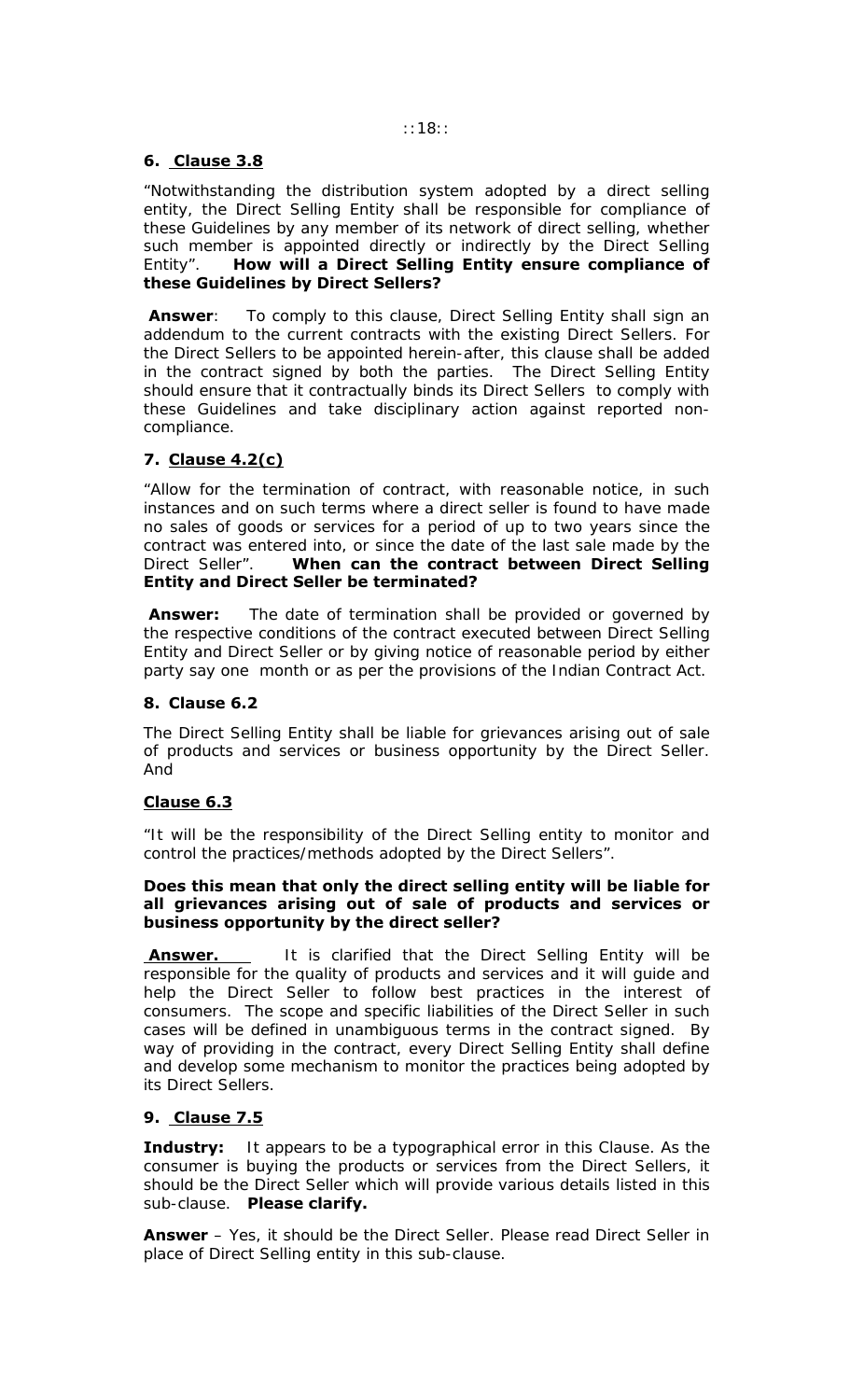## 6. Clause 3.8

"Notwithstanding the distribution system adopted by a direct selling entity, the Direct Selling Entity shall be responsible for compliance of these Guidelines by any member of its network of direct selling, whether such member is appointed directly or indirectly by the Direct Selling Entity". **How will a Direct Selling Entity ensure compliance of these Guidelines by Direct Sellers?**

**Answer**: To comply to this clause, Direct Selling Entity shall sign an addendum to the current contracts with the existing Direct Sellers. For the Direct Sellers to be appointed herein-after, this clause shall be added in the contract signed by both the parties. The Direct Selling Entity should ensure that it contractually binds its Direct Sellers to comply with these Guidelines and take disciplinary action against reported non-compliance.

## 7. Clause 4.2(c)

"Allow for the termination of contract, with reasonable notice, in such instances and on such terms where a direct seller is found to have made no sales of goods or services for a period of up to two years since the contract was entered into, or since the date of the last sale made by the Direct Seller". **When can the contract between Direct Selling Entity and Direct Seller be terminated?**

**Answer:** The date of termination shall be provided or governed by the respective conditions of the contract executed between Direct Selling Entity and Direct Seller or by giving notice of reasonable period by either party say one month or as per the provisions of the Indian Contract Act.

## 8. Clause 6.2

The Direct Selling Entity shall be liable for grievances arising out of sale of products and services or business opportunity by the Direct Seller. And

### Clause 6.3

"It will be the responsibility of the Direct Selling entity to monitor and control the practices/methods adopted by the Direct Sellers".

**Does this mean that only the direct selling entity will be liable for all grievances arising out of sale of products and services or business opportunity by the direct seller?**

**Answer.** It is clarified that the Direct Selling Entity will be responsible for the quality of products and services and it will guide and help the Direct Seller to follow best practices in the interest of consumers. The scope and specific liabilities of the Direct Seller in such cases will be defined in unambiguous terms in the contract signed. By way of providing in the contract, every Direct Selling Entity shall define and develop some mechanism to monitor the practices being adopted by its Direct Sellers.

## 9. Clause 7.5

**Industry:** It appears to be a typographical error in this Clause. As the consumer is buying the products or services from the Direct Sellers, it should be the Direct Seller which will provide various details listed in this sub-clause. **Please clarify.**

**Answer** – Yes, it should be the Direct Seller. Please read Direct Seller in place of Direct Selling entity in this sub-clause.